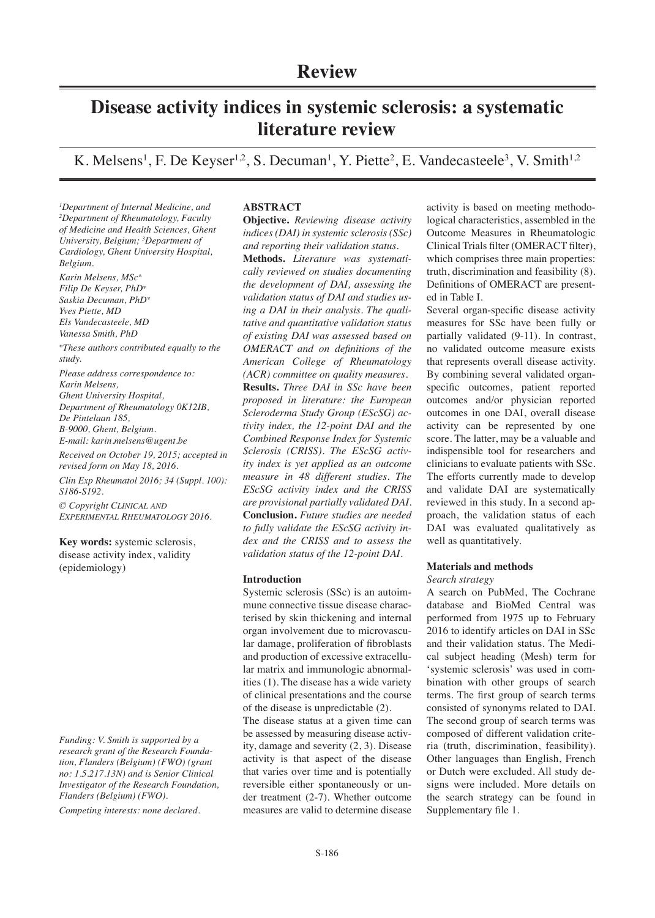## Review

# Disease activity indices in systemic sclerosis: a systematic literature review

K. Melsens[1], F. De Keyser[1,2], S. Decuman[1], Y. Piette[2], E. Vandecasteele[3], V. Smith[1,2]

*[1]Department of Internal Medicine, and [2]Department of Rheumatology, Faculty of Medicine and Health Sciences, Ghent University, Belgium; [3]Department of Cardiology, Ghent University Hospital, Belgium.*

*Karin Melsens, MSc\**
*Filip De Keyser, PhD\**
*Saskia Decuman, PhD\**
*Yves Piette, MD*
*Els Vandecasteele, MD*
*Vanessa Smith, PhD*

*\*These authors contributed equally to the study.*

*Please address correspondence to:*
*Karin Melsens,*
*Ghent University Hospital,*
*Department of Rheumatology 0K12IB,*
*De Pintelaan 185,*
*B-9000, Ghent, Belgium.*
*E-mail: karin.melsens@ugent.be*

*Received on October 19, 2015; accepted in revised form on May 18, 2016.*

*Clin Exp Rheumatol 2016; 34 (Suppl. 100): S186-S192.*

*© Copyright CLINICAL AND EXPERIMENTAL RHEUMATOLOGY 2016.*

**Key words:** systemic sclerosis, disease activity index, validity (epidemiology)

*Funding: V. Smith is supported by a research grant of the Research Foundation, Flanders (Belgium) (FWO) (grant no: 1.5.217.13N) and is Senior Clinical Investigator of the Research Foundation, Flanders (Belgium) (FWO).*

*Competing interests: none declared.*

### ABSTRACT

**Objective.** *Reviewing disease activity indices (DAI) in systemic sclerosis (SSc) and reporting their validation status.*

**Methods.** *Literature was systematically reviewed on studies documenting the development of DAI, assessing the validation status of DAI and studies using a DAI in their analysis. The qualitative and quantitative validation status of existing DAI was assessed based on OMERACT and on definitions of the American College of Rheumatology (ACR) committee on quality measures.*

**Results.** *Three DAI in SSc have been proposed in literature: the European Scleroderma Study Group (EScSG) activity index, the 12-point DAI and the Combined Response Index for Systemic Sclerosis (CRISS). The EScSG activity index is yet applied as an outcome measure in 48 different studies. The EScSG activity index and the CRISS are provisional partially validated DAI.*

**Conclusion.** *Future studies are needed to fully validate the EScSG activity index and the CRISS and to assess the validation status of the 12-point DAI.*

### Introduction

Systemic sclerosis (SSc) is an autoimmune connective tissue disease characterised by skin thickening and internal organ involvement due to microvascular damage, proliferation of fibroblasts and production of excessive extracellular matrix and immunologic abnormalities (1). The disease has a wide variety of clinical presentations and the course of the disease is unpredictable (2).

The disease status at a given time can be assessed by measuring disease activity, damage and severity (2, 3). Disease activity is that aspect of the disease that varies over time and is potentially reversible either spontaneously or under treatment (2-7). Whether outcome measures are valid to determine disease activity is based on meeting methodological characteristics, assembled in the Outcome Measures in Rheumatologic Clinical Trials filter (OMERACT filter), which comprises three main properties: truth, discrimination and feasibility (8). Definitions of OMERACT are presented in Table I.

Several organ-specific disease activity measures for SSc have been fully or partially validated (9-11). In contrast, no validated outcome measure exists that represents overall disease activity. By combining several validated organ-specific outcomes, patient reported outcomes and/or physician reported outcomes in one DAI, overall disease activity can be represented by one score. The latter, may be a valuable and indispensible tool for researchers and clinicians to evaluate patients with SSc. The efforts currently made to develop and validate DAI are systematically reviewed in this study. In a second approach, the validation status of each DAI was evaluated qualitatively as well as quantitatively.

### Materials and methods

*Search strategy*

A search on PubMed, The Cochrane database and BioMed Central was performed from 1975 up to February 2016 to identify articles on DAI in SSc and their validation status. The Medical subject heading (Mesh) term for 'systemic sclerosis' was used in combination with other groups of search terms. The first group of search terms consisted of synonyms related to DAI. The second group of search terms was composed of different validation criteria (truth, discrimination, feasibility). Other languages than English, French or Dutch were excluded. All study designs were included. More details on the search strategy can be found in Supplementary file 1.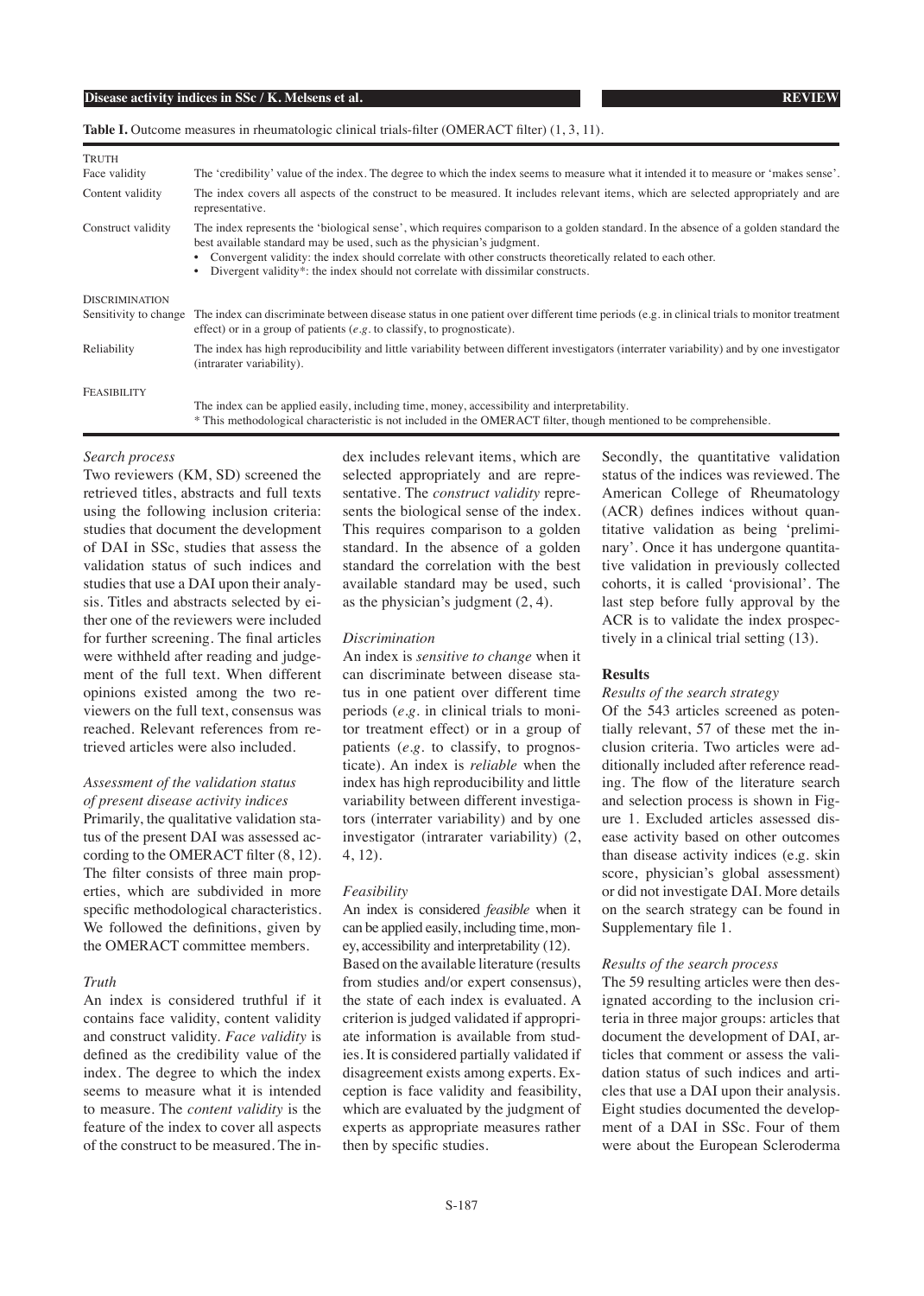**Table I.** Outcome measures in rheumatologic clinical trials-filter (OMERACT filter) (1, 3, 11).

| | |
|---|---|
| TRUTH | |
| Face validity | The 'credibility' value of the index. The degree to which the index seems to measure what it intended it to measure or 'makes sense'. |
| Content validity | The index covers all aspects of the construct to be measured. It includes relevant items, which are selected appropriately and are representative. |
| Construct validity | The index represents the 'biological sense', which requires comparison to a golden standard. In the absence of a golden standard the best available standard may be used, such as the physician's judgment. • Convergent validity: the index should correlate with other constructs theoretically related to each other. • Divergent validity*: the index should not correlate with dissimilar constructs. |
| DISCRIMINATION | |
| Sensitivity to change | The index can discriminate between disease status in one patient over different time periods (e.g. in clinical trials to monitor treatment effect) or in a group of patients (*e.g.* to classify, to prognosticate). |
| Reliability | The index has high reproducibility and little variability between different investigators (interrater variability) and by one investigator (intrarater variability). |
| FEASIBILITY | |
| | The index can be applied easily, including time, money, accessibility and interpretability. |

\* This methodological characteristic is not included in the OMERACT filter, though mentioned to be comprehensible.

*Search process*

Two reviewers (KM, SD) screened the retrieved titles, abstracts and full texts using the following inclusion criteria: studies that document the development of DAI in SSc, studies that assess the validation status of such indices and studies that use a DAI upon their analysis. Titles and abstracts selected by either one of the reviewers were included for further screening. The final articles were withheld after reading and judgement of the full text. When different opinions existed among the two reviewers on the full text, consensus was reached. Relevant references from retrieved articles were also included.

*Assessment of the validation status of present disease activity indices*

Primarily, the qualitative validation status of the present DAI was assessed according to the OMERACT filter (8, 12). The filter consists of three main properties, which are subdivided in more specific methodological characteristics. We followed the definitions, given by the OMERACT committee members.

*Truth*

An index is considered truthful if it contains face validity, content validity and construct validity. *Face validity* is defined as the credibility value of the index. The degree to which the index seems to measure what it is intended to measure. The *content validity* is the feature of the index to cover all aspects of the construct to be measured. The index includes relevant items, which are selected appropriately and are representative. The *construct validity* represents the biological sense of the index. This requires comparison to a golden standard. In the absence of a golden standard the correlation with the best available standard may be used, such as the physician's judgment (2, 4).

*Discrimination*

An index is *sensitive to change* when it can discriminate between disease status in one patient over different time periods (*e.g.* in clinical trials to monitor treatment effect) or in a group of patients (*e.g.* to classify, to prognosticate). An index is *reliable* when the index has high reproducibility and little variability between different investigators (interrater variability) and by one investigator (intrarater variability) (2, 4, 12).

*Feasibility*

An index is considered *feasible* when it can be applied easily, including time, money, accessibility and interpretability (12).

Based on the available literature (results from studies and/or expert consensus), the state of each index is evaluated. A criterion is judged validated if appropriate information is available from studies. It is considered partially validated if disagreement exists among experts. Exception is face validity and feasibility, which are evaluated by the judgment of experts as appropriate measures rather then by specific studies.

Secondly, the quantitative validation status of the indices was reviewed. The American College of Rheumatology (ACR) defines indices without quantitative validation as being 'preliminary'. Once it has undergone quantitative validation in previously collected cohorts, it is called 'provisional'. The last step before fully approval by the ACR is to validate the index prospectively in a clinical trial setting (13).

## Results

*Results of the search strategy*

Of the 543 articles screened as potentially relevant, 57 of these met the inclusion criteria. Two articles were additionally included after reference reading. The flow of the literature search and selection process is shown in Figure 1. Excluded articles assessed disease activity based on other outcomes than disease activity indices (e.g. skin score, physician's global assessment) or did not investigate DAI. More details on the search strategy can be found in Supplementary file 1.

*Results of the search process*

The 59 resulting articles were then designated according to the inclusion criteria in three major groups: articles that document the development of DAI, articles that comment or assess the validation status of such indices and articles that use a DAI upon their analysis. Eight studies documented the development of a DAI in SSc. Four of them were about the European Scleroderma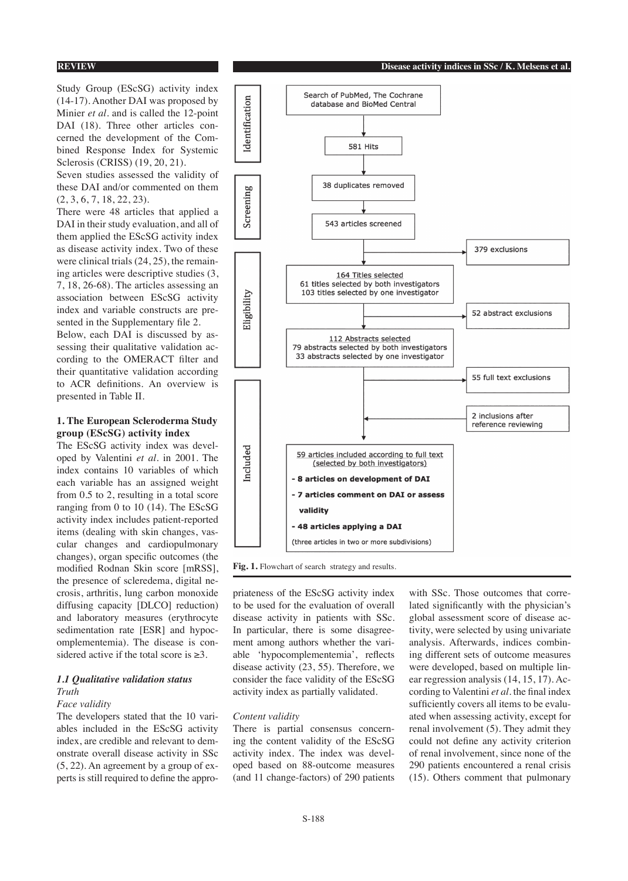Study Group (EScSG) activity index (14-17). Another DAI was proposed by Minier *et al*. and is called the 12-point DAI (18). Three other articles concerned the development of the Combined Response Index for Systemic Sclerosis (CRISS) (19, 20, 21).

Seven studies assessed the validity of these DAI and/or commented on them (2, 3, 6, 7, 18, 22, 23).

There were 48 articles that applied a DAI in their study evaluation, and all of them applied the EScSG activity index as disease activity index. Two of these were clinical trials (24, 25), the remaining articles were descriptive studies (3, 7, 18, 26-68). The articles assessing an association between EScSG activity index and variable constructs are presented in the Supplementary file 2.

Below, each DAI is discussed by assessing their qualitative validation according to the OMERACT filter and their quantitative validation according to ACR definitions. An overview is presented in Table II.

### 1. The European Scleroderma Study group (EScSG) activity index

The EScSG activity index was developed by Valentini *et al*. in 2001. The index contains 10 variables of which each variable has an assigned weight from 0.5 to 2, resulting in a total score ranging from 0 to 10 (14). The EScSG activity index includes patient-reported items (dealing with skin changes, vascular changes and cardiopulmonary changes), organ specific outcomes (the modified Rodnan Skin score [mRSS], the presence of scleredema, digital necrosis, arthritis, lung carbon monoxide diffusing capacity [DLCO] reduction) and laboratory measures (erythrocyte sedimentation rate [ESR] and hypocomplementemia). The disease is considered active if the total score is ≥3.

**Identification**
- Search of PubMed, The Cochrane database and BioMed Central
- 581 Hits

**Screening**
- 38 duplicates removed
- 543 articles screened
- 379 exclusions

**Eligibility**
- 164 Titles selected: 61 titles selected by both investigators; 103 titles selected by one investigator
- 52 abstract exclusions
- 112 Abstracts selected: 79 abstracts selected by both investigators; 33 abstracts selected by one investigator
- 55 full text exclusions

**Included**
- 2 inclusions after reference reviewing
- 59 articles included according to full text (selected by both investigators)
  - **8 articles on development of DAI**
  - **7 articles comment on DAI or assess validity**
  - **48 articles applying a DAI**
  - (three articles in two or more subdivisions)

**Fig. 1.** Flowchart of search strategy and results.

#### *1.1 Qualitative validation status*

*Truth*

*Face validity*

The developers stated that the 10 variables included in the EScSG activity index, are credible and relevant to demonstrate overall disease activity in SSc (5, 22). An agreement by a group of experts is still required to define the appropriateness of the EScSG activity index to be used for the evaluation of overall disease activity in patients with SSc. In particular, there is some disagreement among authors whether the variable 'hypocomplementemia', reflects disease activity (23, 55). Therefore, we consider the face validity of the EScSG activity index as partially validated.

*Content validity*

There is partial consensus concerning the content validity of the EScSG activity index. The index was developed based on 88-outcome measures (and 11 change-factors) of 290 patients with SSc. Those outcomes that correlated significantly with the physician's global assessment score of disease activity, were selected by using univariate analysis. Afterwards, indices combining different sets of outcome measures were developed, based on multiple linear regression analysis (14, 15, 17). According to Valentini *et al*. the final index sufficiently covers all items to be evaluated when assessing activity, except for renal involvement (5). They admit they could not define any activity criterion of renal involvement, since none of the 290 patients encountered a renal crisis (15). Others comment that pulmonary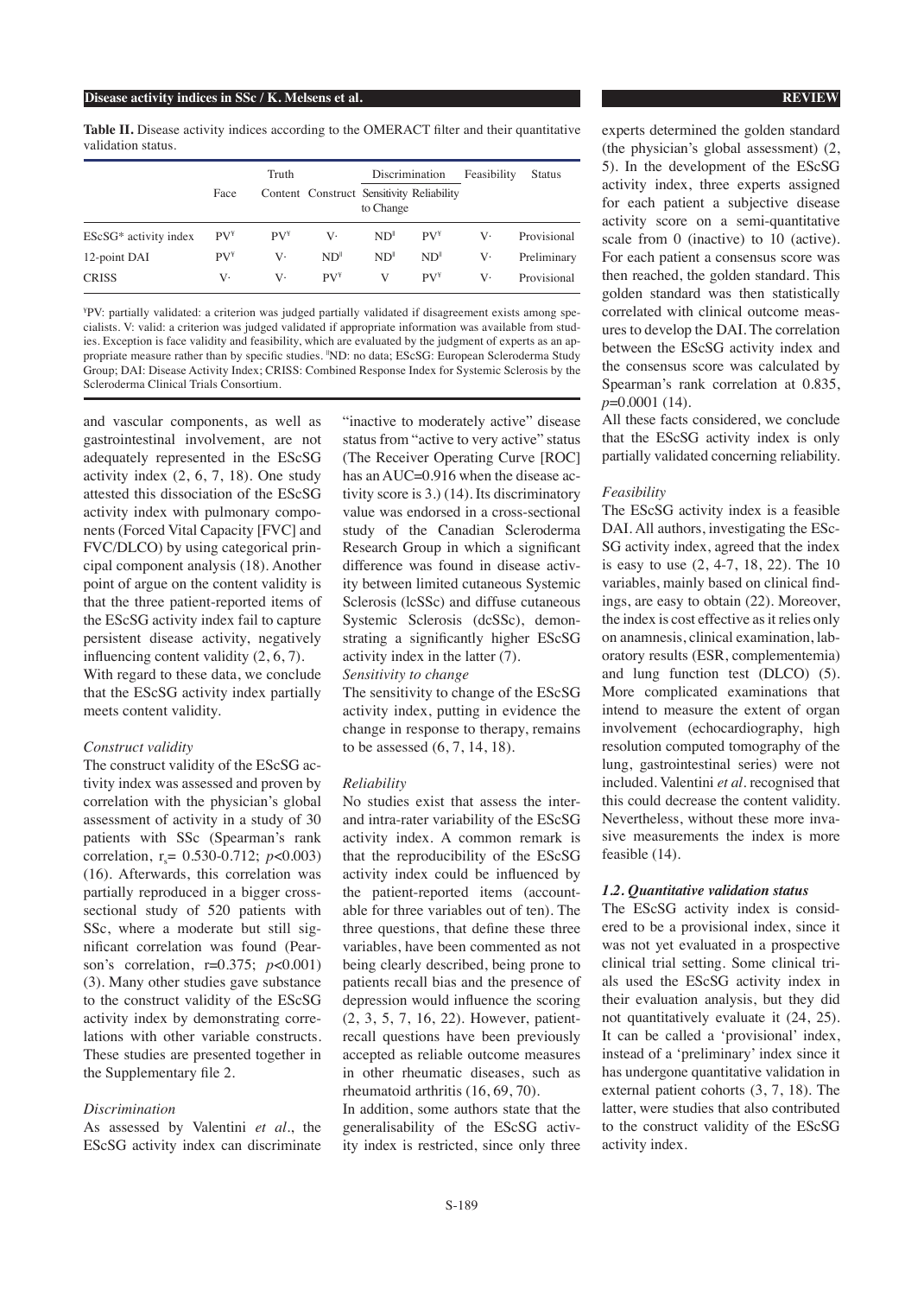**Table II.** Disease activity indices according to the OMERACT filter and their quantitative validation status.

| | Truth | | | Discrimination | | Feasibility | Status |
|---|---|---|---|---|---|---|---|
| | Face | Content | Construct | Sensitivity to Change | Reliability | | |
| ESScSG* activity index | PV[¥] | PV[¥] | V· | ND[‖] | PV[¥] | V· | Provisional |
| 12-point DAI | PV[¥] | V· | ND[‖] | ND[‖] | ND[‖] | V· | Preliminary |
| CRISS | V· | V· | PV[¥] | V | PV[¥] | V· | Provisional |

[¥]PV: partially validated: a criterion was judged partially validated if disagreement exists among specialists. V: valid: a criterion was judged validated if appropriate information was available from studies. Exception is face validity and feasibility, which are evaluated by the judgment of experts as an appropriate measure rather than by specific studies. [‖]ND: no data; EScSG: European Scleroderma Study Group; DAI: Disease Activity Index; CRISS: Combined Response Index for Systemic Sclerosis by the Scleroderma Clinical Trials Consortium.

and vascular components, as well as gastrointestinal involvement, are not adequately represented in the EScSG activity index (2, 6, 7, 18). One study attested this dissociation of the EScSG activity index with pulmonary components (Forced Vital Capacity [FVC] and FVC/DLCO) by using categorical principal component analysis (18). Another point of argue on the content validity is that the three patient-reported items of the EScSG activity index fail to capture persistent disease activity, negatively influencing content validity (2, 6, 7).
With regard to these data, we conclude that the EScSG activity index partially meets content validity.

*Construct validity*
The construct validity of the EScSG activity index was assessed and proven by correlation with the physician's global assessment of activity in a study of 30 patients with SSc (Spearman's rank correlation, $r_s$= 0.530-0.712; $p$<0.003) (16). Afterwards, this correlation was partially reproduced in a bigger cross-sectional study of 520 patients with SSc, where a moderate but still significant correlation was found (Pearson's correlation, r=0.375; $p$<0.001) (3). Many other studies gave substance to the construct validity of the EScSG activity index by demonstrating correlations with other variable constructs. These studies are presented together in the Supplementary file 2.

*Discrimination*
As assessed by Valentini *et al.*, the EScSG activity index can discriminate "inactive to moderately active" disease status from "active to very active" status (The Receiver Operating Curve [ROC] has an AUC=0.916 when the disease activity score is 3.) (14). Its discriminatory value was endorsed in a cross-sectional study of the Canadian Scleroderma Research Group in which a significant difference was found in disease activity between limited cutaneous Systemic Sclerosis (lcSSc) and diffuse cutaneous Systemic Sclerosis (dcSSc), demonstrating a significantly higher EScSG activity index in the latter (7).

*Sensitivity to change*
The sensitivity to change of the EScSG activity index, putting in evidence the change in response to therapy, remains to be assessed (6, 7, 14, 18).

*Reliability*
No studies exist that assess the inter- and intra-rater variability of the EScSG activity index. A common remark is that the reproducibility of the EScSG activity index could be influenced by the patient-reported items (accountable for three variables out of ten). The three questions, that define these three variables, have been commented as not being clearly described, being prone to patients recall bias and the presence of depression would influence the scoring (2, 3, 5, 7, 16, 22). However, patient-recall questions have been previously accepted as reliable outcome measures in other rheumatic diseases, such as rheumatoid arthritis (16, 69, 70).
In addition, some authors state that the generalisability of the EScSG activity index is restricted, since only three experts determined the golden standard (the physician's global assessment) (2, 5). In the development of the EScSG activity index, three experts assigned for each patient a subjective disease activity score on a semi-quantitative scale from 0 (inactive) to 10 (active). For each patient a consensus score was then reached, the golden standard. This golden standard was then statistically correlated with clinical outcome measures to develop the DAI. The correlation between the EScSG activity index and the consensus score was calculated by Spearman's rank correlation at 0.835, $p$=0.0001 (14).
All these facts considered, we conclude that the EScSG activity index is only partially validated concerning reliability.

*Feasibility*
The EScSG activity index is a feasible DAI. All authors, investigating the EScSG activity index, agreed that the index is easy to use (2, 4-7, 18, 22). The 10 variables, mainly based on clinical findings, are easy to obtain (22). Moreover, the index is cost effective as it relies only on anamnesis, clinical examination, laboratory results (ESR, complementemia) and lung function test (DLCO) (5). More complicated examinations that intend to measure the extent of organ involvement (echocardiography, high resolution computed tomography of the lung, gastrointestinal series) were not included. Valentini *et al.* recognised that this could decrease the content validity. Nevertheless, without these more invasive measurements the index is more feasible (14).

### *1.2. Quantitative validation status*
The EScSG activity index is considered to be a provisional index, since it was not yet evaluated in a prospective clinical trial setting. Some clinical trials used the EScSG activity index in their evaluation analysis, but they did not quantitatively evaluate it (24, 25). It can be called a 'provisional' index, instead of a 'preliminary' index since it has undergone quantitative validation in external patient cohorts (3, 7, 18). The latter, were studies that also contributed to the construct validity of the EScSG activity index.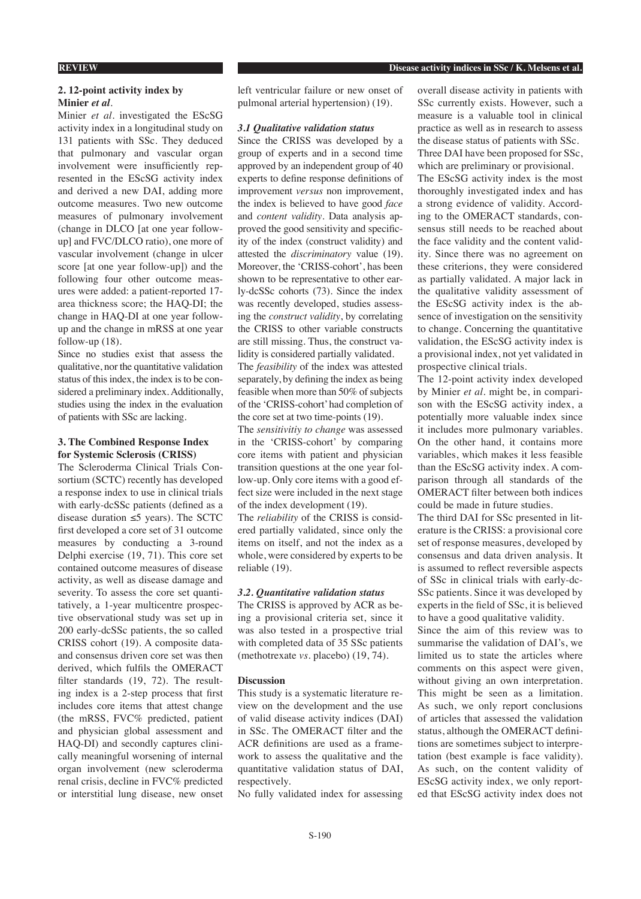### 2. 12-point activity index by Minier *et al*.

Minier *et al*. investigated the EScSG activity index in a longitudinal study on 131 patients with SSc. They deduced that pulmonary and vascular organ involvement were insufficiently represented in the EScSG activity index and derived a new DAI, adding more outcome measures. Two new outcome measures of pulmonary involvement (change in DLCO [at one year follow-up] and FVC/DLCO ratio), one more of vascular involvement (change in ulcer score [at one year follow-up]) and the following four other outcome measures were added: a patient-reported 17-area thickness score; the HAQ-DI; the change in HAQ-DI at one year follow-up and the change in mRSS at one year follow-up (18).

Since no studies exist that assess the qualitative, nor the quantitative validation status of this index, the index is to be considered a preliminary index. Additionally, studies using the index in the evaluation of patients with SSc are lacking.

### 3. The Combined Response Index for Systemic Sclerosis (CRISS)

The Scleroderma Clinical Trials Consortium (SCTC) recently has developed a response index to use in clinical trials with early-dcSSc patients (defined as a disease duration ≤5 years). The SCTC first developed a core set of 31 outcome measures by conducting a 3-round Delphi exercise (19, 71). This core set contained outcome measures of disease activity, as well as disease damage and severity. To assess the core set quantitatively, a 1-year multicentre prospective observational study was set up in 200 early-dcSSc patients, the so called CRISS cohort (19). A composite data- and consensus driven core set was then derived, which fulfils the OMERACT filter standards (19, 72). The resulting index is a 2-step process that first includes core items that attest change (the mRSS, FVC% predicted, patient and physician global assessment and HAQ-DI) and secondly captures clinically meaningful worsening of internal organ involvement (new scleroderma renal crisis, decline in FVC% predicted or interstitial lung disease, new onset left ventricular failure or new onset of pulmonal arterial hypertension) (19).

#### 3.1 Qualitative validation status

Since the CRISS was developed by a group of experts and in a second time approved by an independent group of 40 experts to define response definitions of improvement *versus* non improvement, the index is believed to have good *face* and *content validity*. Data analysis approved the good sensitivity and specificity of the index (construct validity) and attested the *discriminatory* value (19). Moreover, the 'CRISS-cohort', has been shown to be representative to other early-dcSSc cohorts (73). Since the index was recently developed, studies assessing the *construct validity*, by correlating the CRISS to other variable constructs are still missing. Thus, the construct validity is considered partially validated.

The *feasibility* of the index was attested separately, by defining the index as being feasible when more than 50% of subjects of the 'CRISS-cohort' had completion of the core set at two time-points (19).

The *sensitivitiy to change* was assessed in the 'CRISS-cohort' by comparing core items with patient and physician transition questions at the one year follow-up. Only core items with a good effect size were included in the next stage of the index development (19).

The *reliability* of the CRISS is considered partially validated, since only the items on itself, and not the index as a whole, were considered by experts to be reliable (19).

#### 3.2. Quantitative validation status

The CRISS is approved by ACR as being a provisional criteria set, since it was also tested in a prospective trial with completed data of 35 SSc patients (methotrexate *vs*. placebo) (19, 74).

### Discussion

This study is a systematic literature review on the development and the use of valid disease activity indices (DAI) in SSc. The OMERACT filter and the ACR definitions are used as a framework to assess the qualitative and the quantitative validation status of DAI, respectively.

No fully validated index for assessing overall disease activity in patients with SSc currently exists. However, such a measure is a valuable tool in clinical practice as well as in research to assess the disease status of patients with SSc.

Three DAI have been proposed for SSc, which are preliminary or provisional.

The EScSG activity index is the most thoroughly investigated index and has a strong evidence of validity. According to the OMERACT standards, consensus still needs to be reached about the face validity and the content validity. Since there was no agreement on these criterions, they were considered as partially validated. A major lack in the qualitative validity assessment of the EScSG activity index is the absence of investigation on the sensitivity to change. Concerning the quantitative validation, the EScSG activity index is a provisional index, not yet validated in prospective clinical trials.

The 12-point activity index developed by Minier *et al*. might be, in comparison with the EScSG activity index, a potentially more valuable index since it includes more pulmonary variables. On the other hand, it contains more variables, which makes it less feasible than the EScSG activity index. A comparison through all standards of the OMERACT filter between both indices could be made in future studies.

The third DAI for SSc presented in literature is the CRISS: a provisional core set of response measures, developed by consensus and data driven analysis. It is assumed to reflect reversible aspects of SSc in clinical trials with early-dcSSc patients. Since it was developed by experts in the field of SSc, it is believed to have a good qualitative validity.

Since the aim of this review was to summarise the validation of DAI's, we limited us to state the articles where comments on this aspect were given, without giving an own interpretation. This might be seen as a limitation. As such, we only report conclusions of articles that assessed the validation status, although the OMERACT definitions are sometimes subject to interpretation (best example is face validity). As such, on the content validity of EScSG activity index, we only reported that EScSG activity index does not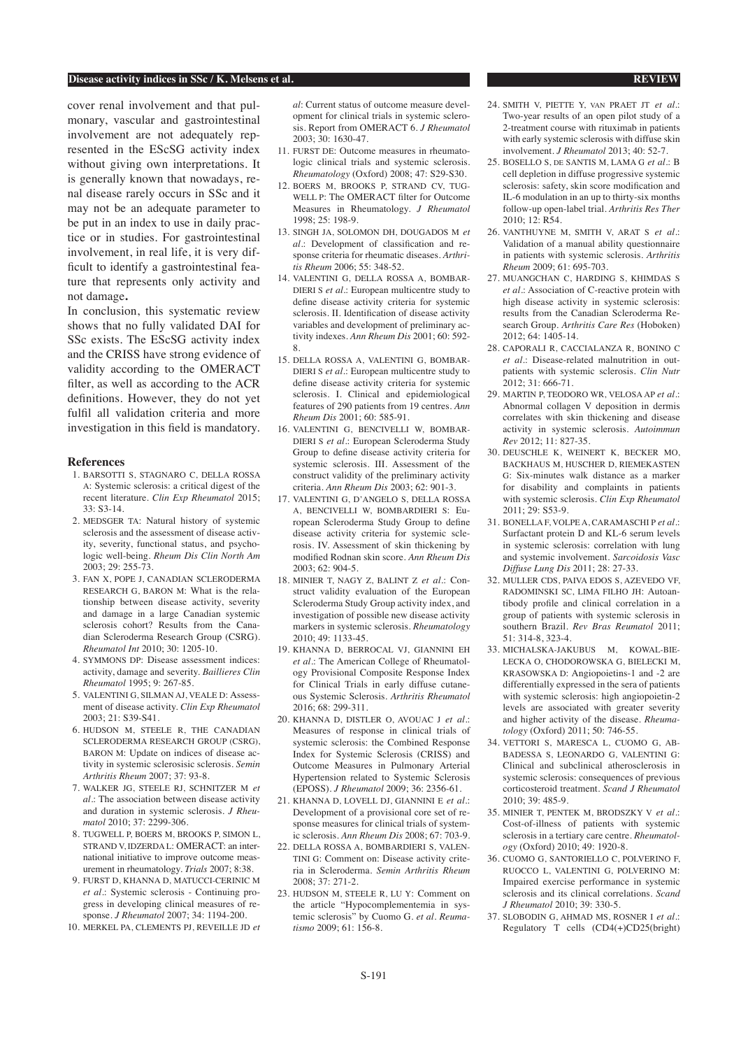cover renal involvement and that pulmonary, vascular and gastrointestinal involvement are not adequately represented in the EScSG activity index without giving own interpretations. It is generally known that nowadays, renal disease rarely occurs in SSc and it may not be an adequate parameter to be put in an index to use in daily practice or in studies. For gastrointestinal involvement, in real life, it is very difficult to identify a gastrointestinal feature that represents only activity and not damage**.**

In conclusion, this systematic review shows that no fully validated DAI for SSc exists. The EScSG activity index and the CRISS have strong evidence of validity according to the OMERACT filter, as well as according to the ACR definitions. However, they do not yet fulfil all validation criteria and more investigation in this field is mandatory.

### References

1. Barsotti S, Stagnaro C, Della Rossa A: Systemic sclerosis: a critical digest of the recent literature. *Clin Exp Rheumatol* 2015; 33: S3-14.
2. Medsger TA: Natural history of systemic sclerosis and the assessment of disease activity, severity, functional status, and psychologic well-being. *Rheum Dis Clin North Am* 2003; 29: 255-73.
3. Fan X, Pope J, Canadian Scleroderma Research G, Baron M: What is the relationship between disease activity, severity and damage in a large Canadian systemic sclerosis cohort? Results from the Canadian Scleroderma Research Group (CSRG). *Rheumatol Int* 2010; 30: 1205-10.
4. Symmons DP: Disease assessment indices: activity, damage and severity. *Baillieres Clin Rheumatol* 1995; 9: 267-85.
5. Valentini G, Silman AJ, Veale D: Assessment of disease activity. *Clin Exp Rheumatol* 2003; 21: S39-S41.
6. Hudson M, Steele R, The Canadian Scleroderma Research Group (CSRG), Baron M: Update on indices of disease activity in systemic sclerosisic sclerosis. *Semin Arthritis Rheum* 2007; 37: 93-8.
7. Walker JG, Steele RJ, Schnitzer M *et al.*: The association between disease activity and duration in systemic sclerosis. *J Rheumatol* 2010; 37: 2299-306.
8. Tugwell P, Boers M, Brooks P, Simon L, Strand V, Idzerda L: OMERACT: an international initiative to improve outcome measurement in rheumatology. *Trials* 2007; 8:38.
9. Furst D, Khanna D, Matucci-Cerinic M *et al.*: Systemic sclerosis - Continuing progress in developing clinical measures of response. *J Rheumatol* 2007; 34: 1194-200.
10. Merkel PA, Clements PJ, Reveille JD *et al*: Current status of outcome measure development for clinical trials in systemic sclerosis. Report from OMERACT 6. *J Rheumatol* 2003; 30: 1630-47.
11. Furst DE: Outcome measures in rheumatologic clinical trials and systemic sclerosis. *Rheumatology* (Oxford) 2008; 47: S29-S30.
12. Boers M, Brooks P, Strand CV, Tugwell P: The OMERACT filter for Outcome Measures in Rheumatology. *J Rheumatol* 1998; 25: 198-9.
13. Singh JA, Solomon DH, Dougados M *et al.*: Development of classification and response criteria for rheumatic diseases. *Arthritis Rheum* 2006; 55: 348-52.
14. Valentini G, Della Rossa A, Bombardieri S *et al.*: European multicentre study to define disease activity criteria for systemic sclerosis. II. Identification of disease activity variables and development of preliminary activity indexes. *Ann Rheum Dis* 2001; 60: 592-8.
15. Della Rossa A, Valentini G, Bombardieri S *et al.*: European multicentre study to define disease activity criteria for systemic sclerosis. I. Clinical and epidemiological features of 290 patients from 19 centres. *Ann Rheum Dis* 2001; 60: 585-91.
16. Valentini G, Bencivelli W, Bombardieri S *et al.*: European Scleroderma Study Group to define disease activity criteria for systemic sclerosis. III. Assessment of the construct validity of the preliminary activity criteria. *Ann Rheum Dis* 2003; 62: 901-3.
17. Valentini G, D'Angelo S, Della Rossa A, Bencivelli W, Bombardieri S: European Scleroderma Study Group to define disease activity criteria for systemic sclerosis. IV. Assessment of skin thickening by modified Rodnan skin score. *Ann Rheum Dis* 2003; 62: 904-5.
18. Minier T, Nagy Z, Balint Z *et al.*: Construct validity evaluation of the European Scleroderma Study Group activity index, and investigation of possible new disease activity markers in systemic sclerosis. *Rheumatology* 2010; 49: 1133-45.
19. Khanna D, Berrocal VJ, Giannini EH *et al.*: The American College of Rheumatology Provisional Composite Response Index for Clinical Trials in early diffuse cutaneous Systemic Sclerosis. *Arthritis Rheumatol* 2016; 68: 299-311.
20. Khanna D, Distler O, Avouac J *et al.*: Measures of response in clinical trials of systemic sclerosis: the Combined Response Index for Systemic Sclerosis (CRISS) and Outcome Measures in Pulmonary Arterial Hypertension related to Systemic Sclerosis (EPOSS). *J Rheumatol* 2009; 36: 2356-61.
21. Khanna D, Lovell DJ, Giannini E *et al.*: Development of a provisional core set of response measures for clinical trials of systemic sclerosis. *Ann Rheum Dis* 2008; 67: 703-9.
22. Della Rossa A, Bombardieri S, Valentini G: Comment on: Disease activity criteria in Scleroderma. *Semin Arthritis Rheum* 2008; 37: 271-2.
23. Hudson M, Steele R, Lu Y: Comment on the article "Hypocomplementemia in systemic sclerosis" by Cuomo G. *et al. Reumatismo* 2009; 61: 156-8.
24. Smith V, Piette Y, van Praet JT *et al.*: Two-year results of an open pilot study of a 2-treatment course with rituximab in patients with early systemic sclerosis with diffuse skin involvement. *J Rheumatol* 2013; 40: 52-7.
25. Bosello S, de Santis M, Lama G *et al.*: B cell depletion in diffuse progressive systemic sclerosis: safety, skin score modification and IL-6 modulation in an up to thirty-six months follow-up open-label trial. *Arthritis Res Ther* 2010; 12: R54.
26. Vanthuyne M, Smith V, Arat S *et al.*: Validation of a manual ability questionnaire in patients with systemic sclerosis. *Arthritis Rheum* 2009; 61: 695-703.
27. Muangchan C, Harding S, Khimdas S *et al.*: Association of C-reactive protein with high disease activity in systemic sclerosis: results from the Canadian Scleroderma Research Group. *Arthritis Care Res* (Hoboken) 2012; 64: 1405-14.
28. Caporali R, Caccialanza R, Bonino C *et al.*: Disease-related malnutrition in outpatients with systemic sclerosis. *Clin Nutr* 2012; 31: 666-71.
29. Martin P, Teodoro WR, Velosa AP *et al.*: Abnormal collagen V deposition in dermis correlates with skin thickening and disease activity in systemic sclerosis. *Autoimmun Rev* 2012; 11: 827-35.
30. Deuschle K, Weinert K, Becker MO, Backhaus M, Huscher D, Riemekasten G: Six-minutes walk distance as a marker for disability and complaints in patients with systemic sclerosis. *Clin Exp Rheumatol* 2011; 29: S53-9.
31. Bonella F, Volpe A, Caramaschi P *et al.*: Surfactant protein D and KL-6 serum levels in systemic sclerosis: correlation with lung and systemic involvement. *Sarcoidosis Vasc Diffuse Lung Dis* 2011; 28: 27-33.
32. Muller CDS, Paiva EdoS, Azevedo VF, Radominski SC, Lima Filho JH: Autoantibody profile and clinical correlation in a group of patients with systemic sclerosis in southern Brazil. *Rev Bras Reumatol* 2011; 51: 314-8, 323-4.
33. Michalska-Jakubus M, Kowal-Bielecka O, Chodorowska G, Bielecki M, Krasowska D: Angiopoietins-1 and -2 are differentially expressed in the sera of patients with systemic sclerosis: high angiopoietin-2 levels are associated with greater severity and higher activity of the disease. *Rheumatology* (Oxford) 2011; 50: 746-55.
34. Vettori S, Maresca L, Cuomo G, Abbadessa S, Leonardo G, Valentini G: Clinical and subclinical atherosclerosis in systemic sclerosis: consequences of previous corticosteroid treatment. *Scand J Rheumatol* 2010; 39: 485-9.
35. Minier T, Pentek M, Brodszky V *et al.*: Cost-of-illness of patients with systemic sclerosis in a tertiary care centre. *Rheumatology* (Oxford) 2010; 49: 1920-8.
36. Cuomo G, Santoriello C, Polverino F, Ruocco L, Valentini G, Polverino M: Impaired exercise performance in systemic sclerosis and its clinical correlations. *Scand J Rheumatol* 2010; 39: 330-5.
37. Slobodin G, Ahmad MS, Rosner I *et al.*: Regulatory T cells (CD4(+)CD25(bright)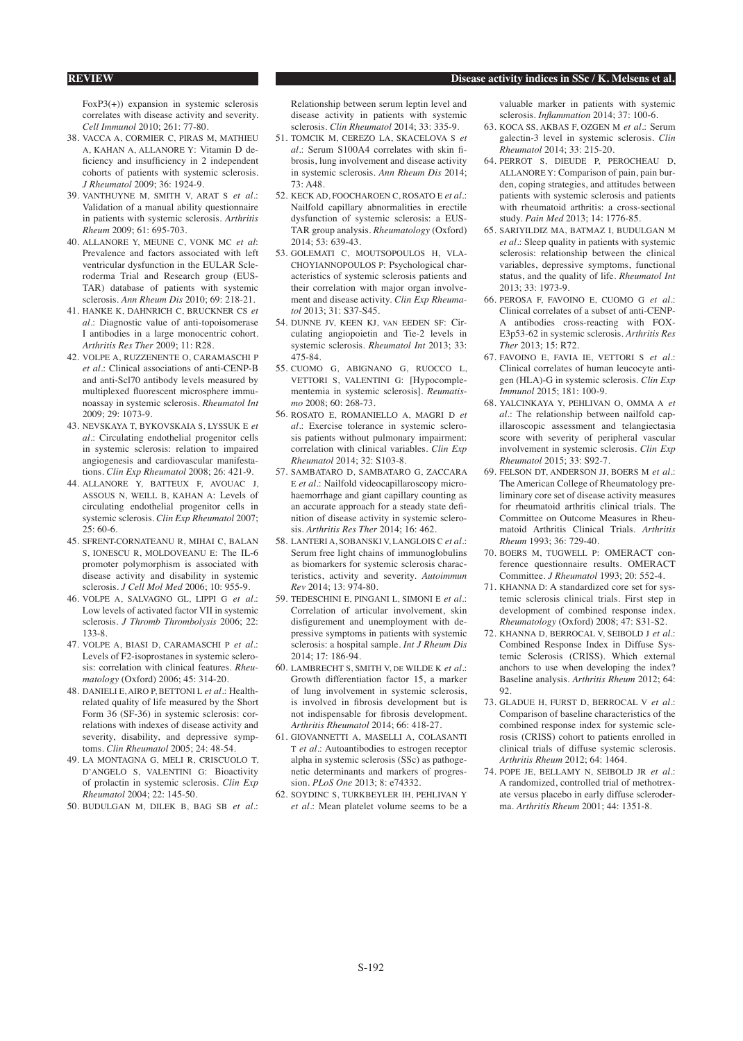FoxP3(+)) expansion in systemic sclerosis correlates with disease activity and severity. *Cell Immunol* 2010; 261: 77-80.

38. VACCA A, CORMIER C, PIRAS M, MATHIEU A, KAHAN A, ALLANORE Y: Vitamin D deficiency and insufficiency in 2 independent cohorts of patients with systemic sclerosis. *J Rheumatol* 2009; 36: 1924-9.
39. VANTHUYNE M, SMITH V, ARAT S *et al.*: Validation of a manual ability questionnaire in patients with systemic sclerosis. *Arthritis Rheum* 2009; 61: 695-703.
40. ALLANORE Y, MEUNE C, VONK MC *et al*: Prevalence and factors associated with left ventricular dysfunction in the EULAR Scleroderma Trial and Research group (EUSTAR) database of patients with systemic sclerosis. *Ann Rheum Dis* 2010; 69: 218-21.
41. HANKE K, DAHNRICH C, BRUCKNER CS *et al.*: Diagnostic value of anti-topoisomerase I antibodies in a large monocentric cohort. *Arthritis Res Ther* 2009; 11: R28.
42. VOLPE A, RUZZENENTE O, CARAMASCHI P *et al.*: Clinical associations of anti-CENP-B and anti-Scl70 antibody levels measured by multiplexed fluorescent microsphere immunoassay in systemic sclerosis. *Rheumatol Int* 2009; 29: 1073-9.
43. NEVSKAYA T, BYKOVSKAIA S, LYSSUK E *et al.*: Circulating endothelial progenitor cells in systemic sclerosis: relation to impaired angiogenesis and cardiovascular manifestations. *Clin Exp Rheumatol* 2008; 26: 421-9.
44. ALLANORE Y, BATTEUX F, AVOUAC J, ASSOUS N, WEILL B, KAHAN A: Levels of circulating endothelial progenitor cells in systemic sclerosis. *Clin Exp Rheumatol* 2007; 25: 60-6.
45. SFRENT-CORNATEANU R, MIHAI C, BALAN S, IONESCU R, MOLDOVEANU E: The IL-6 promoter polymorphism is associated with disease activity and disability in systemic sclerosis. *J Cell Mol Med* 2006; 10: 955-9.
46. VOLPE A, SALVAGNO GL, LIPPI G *et al.*: Low levels of activated factor VII in systemic sclerosis. *J Thromb Thrombolysis* 2006; 22: 133-8.
47. VOLPE A, BIASI D, CARAMASCHI P *et al.*: Levels of F2-isoprostanes in systemic sclerosis: correlation with clinical features. *Rheumatology* (Oxford) 2006; 45: 314-20.
48. DANIELI E, AIRO P, BETTONI L *et al.*: Health-related quality of life measured by the Short Form 36 (SF-36) in systemic sclerosis: correlations with indexes of disease activity and severity, disability, and depressive symptoms. *Clin Rheumatol* 2005; 24: 48-54.
49. LA MONTAGNA G, MELI R, CRISCUOLO T, D'ANGELO S, VALENTINI G: Bioactivity of prolactin in systemic sclerosis. *Clin Exp Rheumatol* 2004; 22: 145-50.
50. BUDULGAN M, DILEK B, BAG SB *et al.*: Relationship between serum leptin level and disease activity in patients with systemic sclerosis. *Clin Rheumatol* 2014; 33: 335-9.
51. TOMCIK M, CEREZO LA, SKACELOVA S *et al.*: Serum S100A4 correlates with skin fibrosis, lung involvement and disease activity in systemic sclerosis. *Ann Rheum Dis* 2014; 73: A48.
52. KECK AD, FOOCHAROEN C, ROSATO E *et al.*: Nailfold capillary abnormalities in erectile dysfunction of systemic sclerosis: a EUSTAR group analysis. *Rheumatology* (Oxford) 2014; 53: 639-43.
53. GOLEMATI C, MOUTSOPOULOS H, VLACHOYIANNOPOULOS P: Psychological characteristics of systemic sclerosis patients and their correlation with major organ involvement and disease activity. *Clin Exp Rheumatol* 2013; 31: S37-S45.
54. DUNNE JV, KEEN KJ, VAN EEDEN SF: Circulating angiopoietin and Tie-2 levels in systemic sclerosis. *Rheumatol Int* 2013; 33: 475-84.
55. CUOMO G, ABIGNANO G, RUOCCO L, VETTORI S, VALENTINI G: [Hypocomplementemia in systemic sclerosis]. *Reumatismo* 2008; 60: 268-73.
56. ROSATO E, ROMANIELLO A, MAGRI D *et al.*: Exercise tolerance in systemic sclerosis patients without pulmonary impairment: correlation with clinical variables. *Clin Exp Rheumatol* 2014; 32: S103-8.
57. SAMBATARO D, SAMBATARO G, ZACCARA E *et al.*: Nailfold videocapillaroscopy microhaemorrhage and giant capillary counting as an accurate approach for a steady state definition of disease activity in systemic sclerosis. *Arthritis Res Ther* 2014; 16: 462.
58. LANTERI A, SOBANSKI V, LANGLOIS C *et al.*: Serum free light chains of immunoglobulins as biomarkers for systemic sclerosis characteristics, activity and severity. *Autoimmun Rev* 2014; 13: 974-80.
59. TEDESCHINI E, PINGANI L, SIMONI E *et al.*: Correlation of articular involvement, skin disfigurement and unemployment with depressive symptoms in patients with systemic sclerosis: a hospital sample. *Int J Rheum Dis* 2014; 17: 186-94.
60. LAMBRECHT S, SMITH V, DE WILDE K *et al.*: Growth differentiation factor 15, a marker of lung involvement in systemic sclerosis, is involved in fibrosis development but is not indispensable for fibrosis development. *Arthritis Rheumatol* 2014; 66: 418-27.
61. GIOVANNETTI A, MASELLI A, COLASANTI T *et al.*: Autoantibodies to estrogen receptor alpha in systemic sclerosis (SSc) as pathogenetic determinants and markers of progression. *PLoS One* 2013; 8: e74332.
62. SOYDINC S, TURKBEYLER IH, PEHLIVAN Y *et al.*: Mean platelet volume seems to be a valuable marker in patients with systemic sclerosis. *Inflammation* 2014; 37: 100-6.
63. KOCA SS, AKBAS F, OZGEN M *et al.*: Serum galectin-3 level in systemic sclerosis. *Clin Rheumatol* 2014; 33: 215-20.
64. PERROT S, DIEUDE P, PEROCHEAU D, ALLANORE Y: Comparison of pain, pain burden, coping strategies, and attitudes between patients with systemic sclerosis and patients with rheumatoid arthritis: a cross-sectional study. *Pain Med* 2013; 14: 1776-85.
65. SARIYILDIZ MA, BATMAZ I, BUDULGAN M *et al.*: Sleep quality in patients with systemic sclerosis: relationship between the clinical variables, depressive symptoms, functional status, and the quality of life. *Rheumatol Int* 2013; 33: 1973-9.
66. PEROSA F, FAVOINO E, CUOMO G *et al.*: Clinical correlates of a subset of anti-CENP-A antibodies cross-reacting with FOX-E3p53-62 in systemic sclerosis. *Arthritis Res Ther* 2013; 15: R72.
67. FAVOINO E, FAVIA IE, VETTORI S *et al.*: Clinical correlates of human leucocyte antigen (HLA)-G in systemic sclerosis. *Clin Exp Immunol* 2015; 181: 100-9.
68. YALCINKAYA Y, PEHLIVAN O, OMMA A *et al.*: The relationship between nailfold capillaroscopic assessment and telangiectasia score with severity of peripheral vascular involvement in systemic sclerosis. *Clin Exp Rheumatol* 2015; 33: S92-7.
69. FELSON DT, ANDERSON JJ, BOERS M *et al.*: The American College of Rheumatology preliminary core set of disease activity measures for rheumatoid arthritis clinical trials. The Committee on Outcome Measures in Rheumatoid Arthritis Clinical Trials. *Arthritis Rheum* 1993; 36: 729-40.
70. BOERS M, TUGWELL P: OMERACT conference questionnaire results. OMERACT Committee. *J Rheumatol* 1993; 20: 552-4.
71. KHANNA D: A standardized core set for systemic sclerosis clinical trials. First step in development of combined response index. *Rheumatology* (Oxford) 2008; 47: S31-S2.
72. KHANNA D, BERROCAL V, SEIBOLD J *et al.*: Combined Response Index in Diffuse Systemic Sclerosis (CRISS). Which external anchors to use when developing the index? Baseline analysis. *Arthritis Rheum* 2012; 64: 92.
73. GLADUE H, FURST D, BERROCAL V *et al.*: Comparison of baseline characteristics of the combined response index for systemic sclerosis (CRISS) cohort to patients enrolled in clinical trials of diffuse systemic sclerosis. *Arthritis Rheum* 2012; 64: 1464.
74. POPE JE, BELLAMY N, SEIBOLD JR *et al.*: A randomized, controlled trial of methotrexate versus placebo in early diffuse scleroderma. *Arthritis Rheum* 2001; 44: 1351-8.